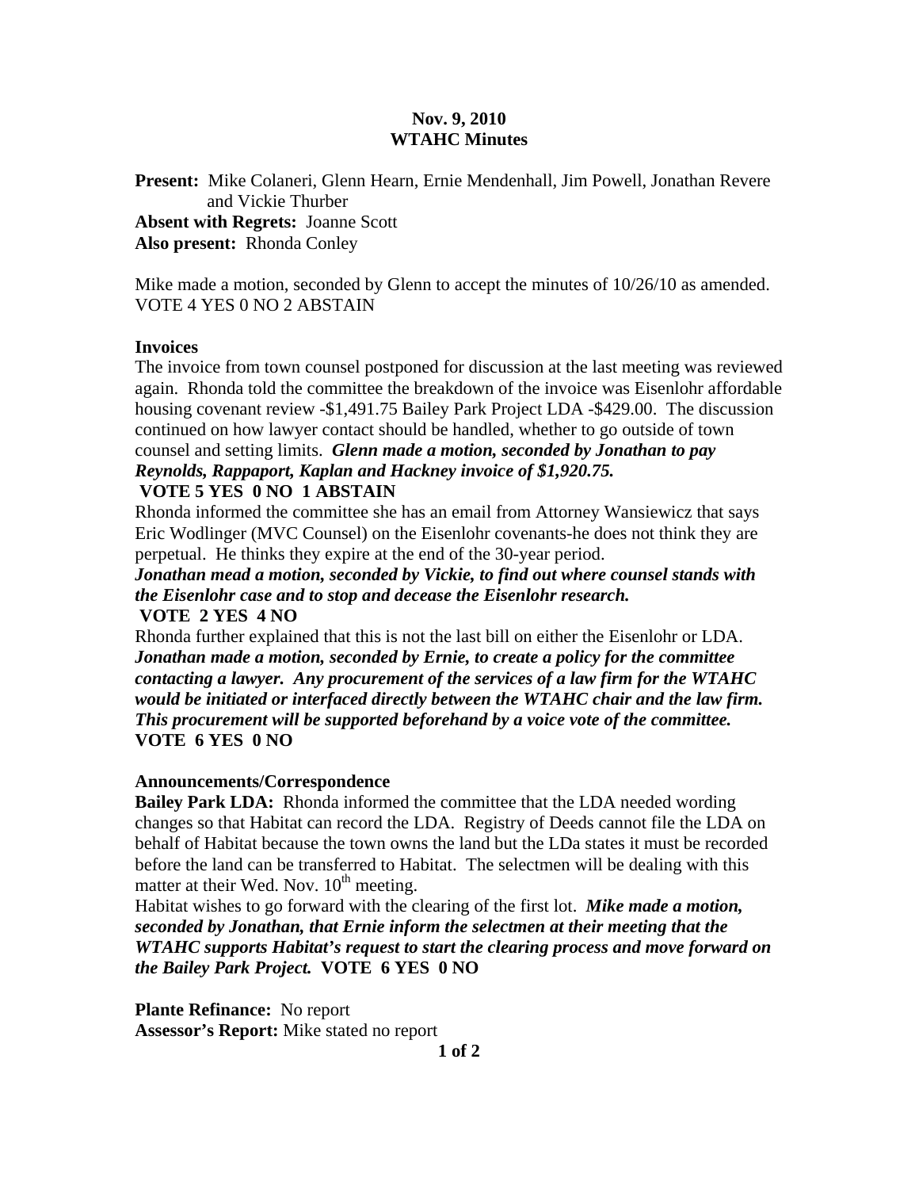**Nov. 9, 2010**
**WTAHC Minutes**

**Present:** Mike Colaneri, Glenn Hearn, Ernie Mendenhall, Jim Powell, Jonathan Revere and Vickie Thurber
**Absent with Regrets:** Joanne Scott
**Also present:** Rhonda Conley

Mike made a motion, seconded by Glenn to accept the minutes of 10/26/10 as amended. VOTE 4 YES 0 NO 2 ABSTAIN

**Invoices**

The invoice from town counsel postponed for discussion at the last meeting was reviewed again. Rhonda told the committee the breakdown of the invoice was Eisenlohr affordable housing covenant review -$1,491.75 Bailey Park Project LDA -$429.00. The discussion continued on how lawyer contact should be handled, whether to go outside of town counsel and setting limits. ***Glenn made a motion, seconded by Jonathan to pay Reynolds, Rappaport, Kaplan and Hackney invoice of $1,920.75.***
**VOTE 5 YES 0 NO 1 ABSTAIN**

Rhonda informed the committee she has an email from Attorney Wansiewicz that says Eric Wodlinger (MVC Counsel) on the Eisenlohr covenants-he does not think they are perpetual. He thinks they expire at the end of the 30-year period.
***Jonathan mead a motion, seconded by Vickie, to find out where counsel stands with the Eisenlohr case and to stop and decease the Eisenlohr research.***
**VOTE 2 YES 4 NO**

Rhonda further explained that this is not the last bill on either the Eisenlohr or LDA.
***Jonathan made a motion, seconded by Ernie, to create a policy for the committee contacting a lawyer. Any procurement of the services of a law firm for the WTAHC would be initiated or interfaced directly between the WTAHC chair and the law firm. This procurement will be supported beforehand by a voice vote of the committee.***
**VOTE 6 YES 0 NO**

**Announcements/Correspondence**

**Bailey Park LDA:** Rhonda informed the committee that the LDA needed wording changes so that Habitat can record the LDA. Registry of Deeds cannot file the LDA on behalf of Habitat because the town owns the land but the LDa states it must be recorded before the land can be transferred to Habitat. The selectmen will be dealing with this matter at their Wed. Nov. 10th meeting.

Habitat wishes to go forward with the clearing of the first lot. ***Mike made a motion, seconded by Jonathan, that Ernie inform the selectmen at their meeting that the WTAHC supports Habitat's request to start the clearing process and move forward on the Bailey Park Project.*** **VOTE 6 YES 0 NO**

**Plante Refinance:** No report
**Assessor's Report:** Mike stated no report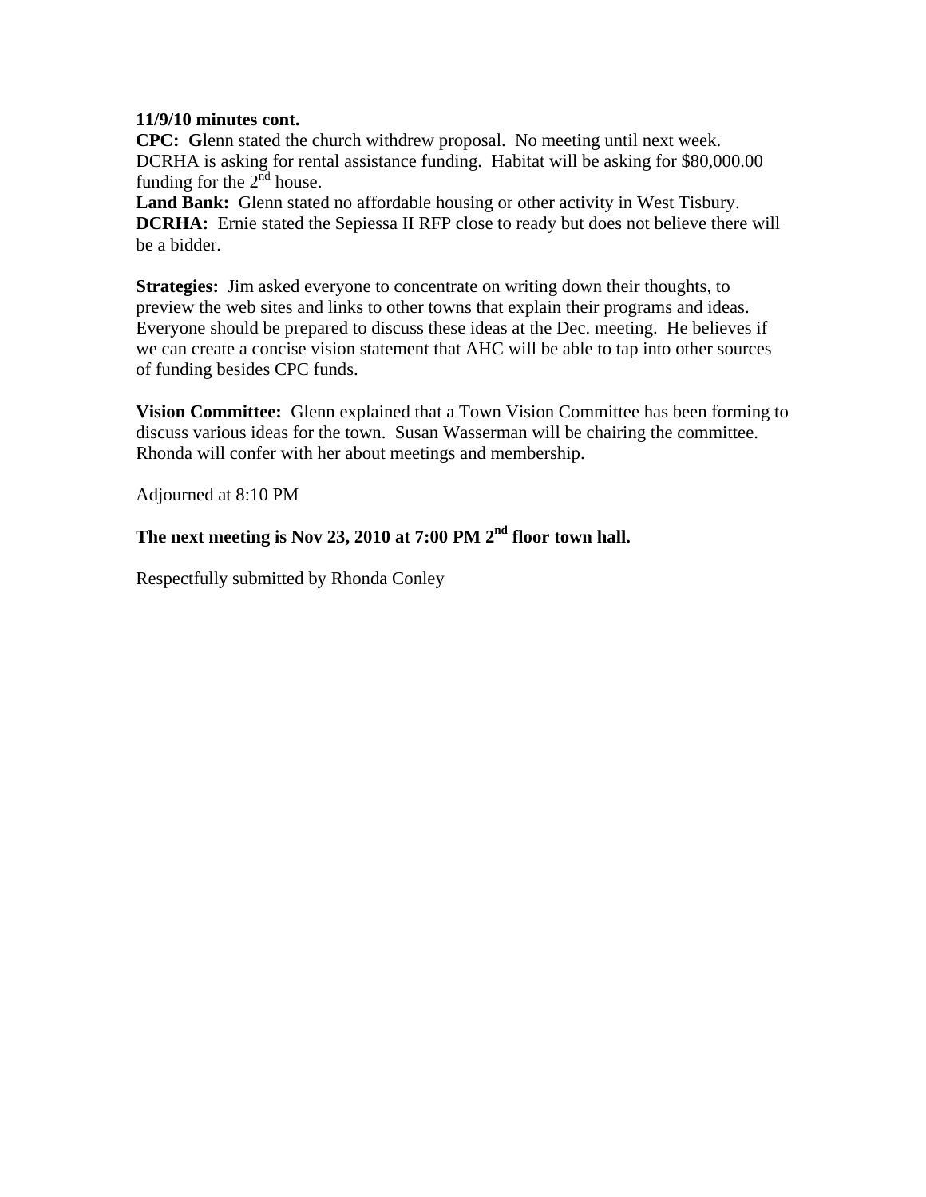**11/9/10 minutes cont.**

**CPC: G**lenn stated the church withdrew proposal. No meeting until next week. DCRHA is asking for rental assistance funding. Habitat will be asking for $80,000.00 funding for the 2nd house.

**Land Bank:** Glenn stated no affordable housing or other activity in West Tisbury.

**DCRHA:** Ernie stated the Sepiessa II RFP close to ready but does not believe there will be a bidder.

**Strategies:** Jim asked everyone to concentrate on writing down their thoughts, to preview the web sites and links to other towns that explain their programs and ideas. Everyone should be prepared to discuss these ideas at the Dec. meeting. He believes if we can create a concise vision statement that AHC will be able to tap into other sources of funding besides CPC funds.

**Vision Committee:** Glenn explained that a Town Vision Committee has been forming to discuss various ideas for the town. Susan Wasserman will be chairing the committee. Rhonda will confer with her about meetings and membership.

Adjourned at 8:10 PM

**The next meeting is Nov 23, 2010 at 7:00 PM 2nd floor town hall.**

Respectfully submitted by Rhonda Conley